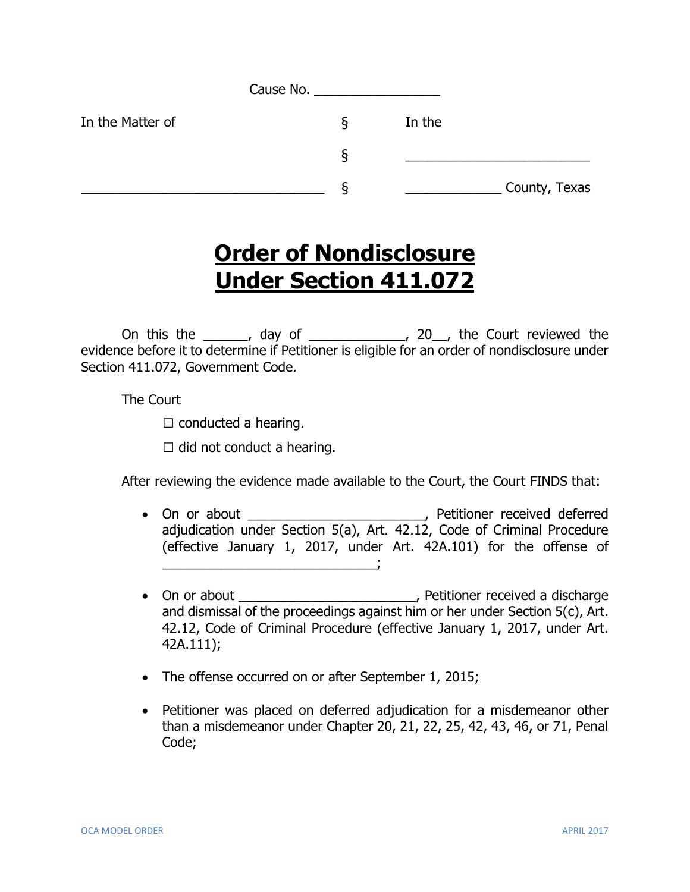Cause No. _________________

| In the Matter of | § | In the |
|---|---|---|
| | § | _________________________ |
| _________________________________ | § | _____________ County, Texas |

# Order of Nondisclosure Under Section 411.072

On this the ______, day of _____________, 20__, the Court reviewed the evidence before it to determine if Petitioner is eligible for an order of nondisclosure under Section 411.072, Government Code.

The Court

☐ conducted a hearing.

☐ did not conduct a hearing.

After reviewing the evidence made available to the Court, the Court FINDS that:

- On or about ________________________, Petitioner received deferred adjudication under Section 5(a), Art. 42.12, Code of Criminal Procedure (effective January 1, 2017, under Art. 42A.101) for the offense of _____________________________;

- On or about ________________________, Petitioner received a discharge and dismissal of the proceedings against him or her under Section 5(c), Art. 42.12, Code of Criminal Procedure (effective January 1, 2017, under Art. 42A.111);

- The offense occurred on or after September 1, 2015;

- Petitioner was placed on deferred adjudication for a misdemeanor other than a misdemeanor under Chapter 20, 21, 22, 25, 42, 43, 46, or 71, Penal Code;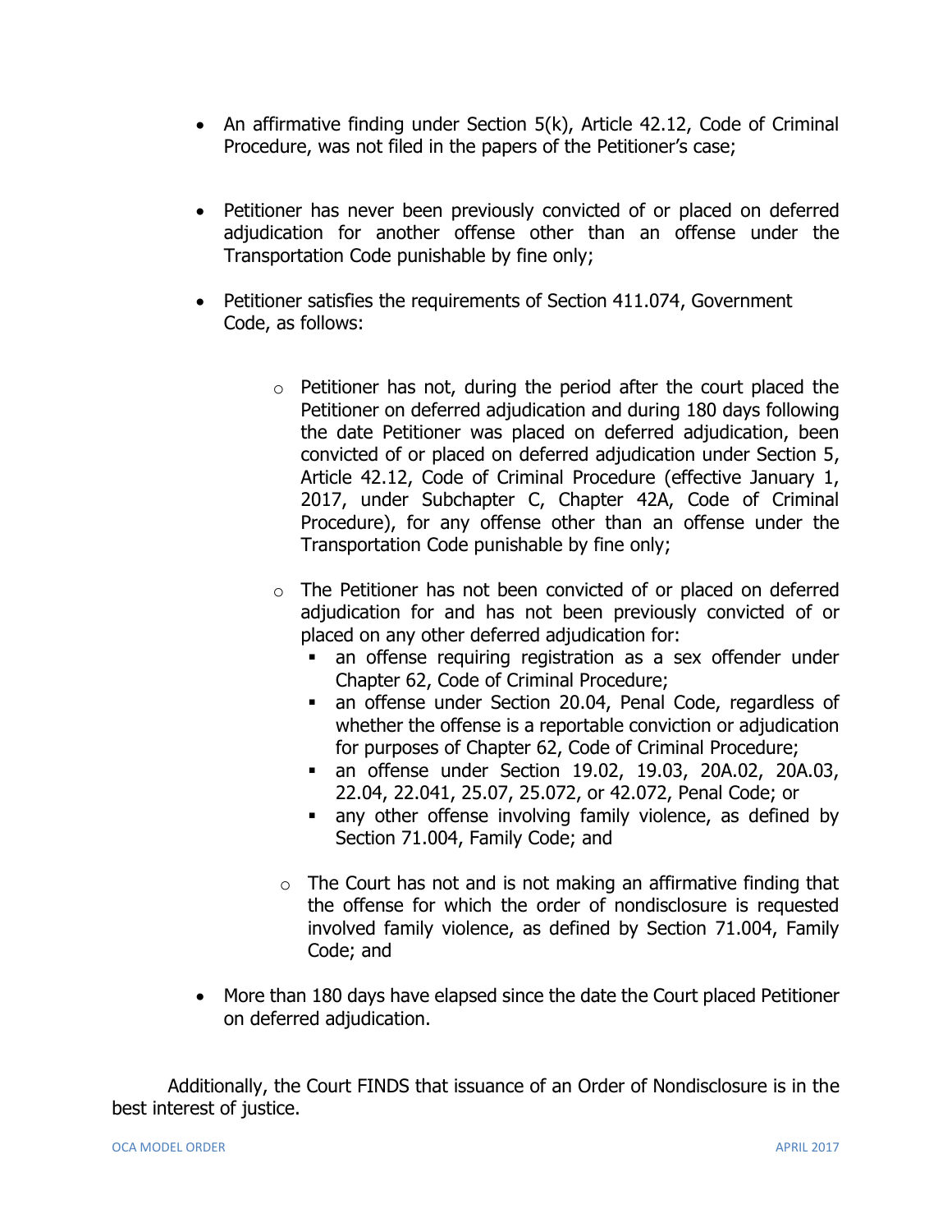- An affirmative finding under Section 5(k), Article 42.12, Code of Criminal Procedure, was not filed in the papers of the Petitioner's case;

- Petitioner has never been previously convicted of or placed on deferred adjudication for another offense other than an offense under the Transportation Code punishable by fine only;

- Petitioner satisfies the requirements of Section 411.074, Government Code, as follows:

    - Petitioner has not, during the period after the court placed the Petitioner on deferred adjudication and during 180 days following the date Petitioner was placed on deferred adjudication, been convicted of or placed on deferred adjudication under Section 5, Article 42.12, Code of Criminal Procedure (effective January 1, 2017, under Subchapter C, Chapter 42A, Code of Criminal Procedure), for any offense other than an offense under the Transportation Code punishable by fine only;

    - The Petitioner has not been convicted of or placed on deferred adjudication for and has not been previously convicted of or placed on any other deferred adjudication for:
        - an offense requiring registration as a sex offender under Chapter 62, Code of Criminal Procedure;
        - an offense under Section 20.04, Penal Code, regardless of whether the offense is a reportable conviction or adjudication for purposes of Chapter 62, Code of Criminal Procedure;
        - an offense under Section 19.02, 19.03, 20A.02, 20A.03, 22.04, 22.041, 25.07, 25.072, or 42.072, Penal Code; or
        - any other offense involving family violence, as defined by Section 71.004, Family Code; and

    - The Court has not and is not making an affirmative finding that the offense for which the order of nondisclosure is requested involved family violence, as defined by Section 71.004, Family Code; and

- More than 180 days have elapsed since the date the Court placed Petitioner on deferred adjudication.

Additionally, the Court FINDS that issuance of an Order of Nondisclosure is in the best interest of justice.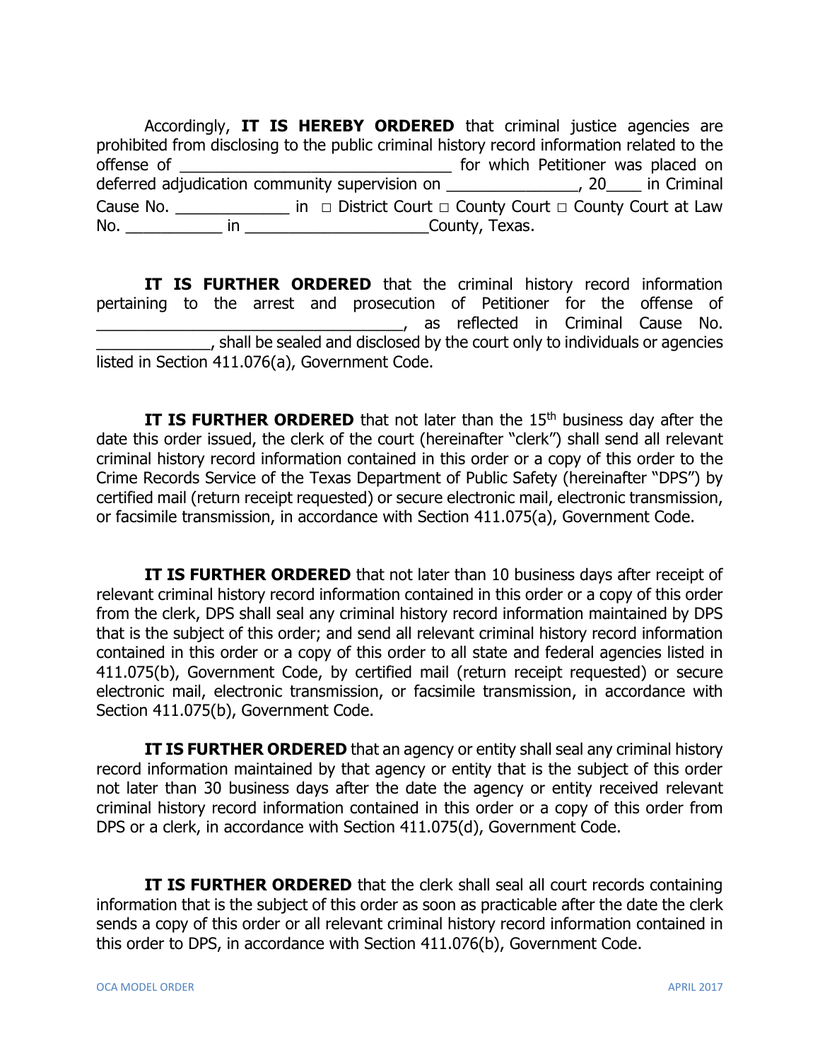Accordingly, **IT IS HEREBY ORDERED** that criminal justice agencies are prohibited from disclosing to the public criminal history record information related to the offense of ______________________________ for which Petitioner was placed on deferred adjudication community supervision on _______________, 20____ in Criminal Cause No. _____________ in □ District Court □ County Court □ County Court at Law No. ___________ in ____________________County, Texas.

**IT IS FURTHER ORDERED** that the criminal history record information pertaining to the arrest and prosecution of Petitioner for the offense of __________________________________, as reflected in Criminal Cause No. _____________, shall be sealed and disclosed by the court only to individuals or agencies listed in Section 411.076(a), Government Code.

**IT IS FURTHER ORDERED** that not later than the 15th business day after the date this order issued, the clerk of the court (hereinafter "clerk") shall send all relevant criminal history record information contained in this order or a copy of this order to the Crime Records Service of the Texas Department of Public Safety (hereinafter "DPS") by certified mail (return receipt requested) or secure electronic mail, electronic transmission, or facsimile transmission, in accordance with Section 411.075(a), Government Code.

**IT IS FURTHER ORDERED** that not later than 10 business days after receipt of relevant criminal history record information contained in this order or a copy of this order from the clerk, DPS shall seal any criminal history record information maintained by DPS that is the subject of this order; and send all relevant criminal history record information contained in this order or a copy of this order to all state and federal agencies listed in 411.075(b), Government Code, by certified mail (return receipt requested) or secure electronic mail, electronic transmission, or facsimile transmission, in accordance with Section 411.075(b), Government Code.

**IT IS FURTHER ORDERED** that an agency or entity shall seal any criminal history record information maintained by that agency or entity that is the subject of this order not later than 30 business days after the date the agency or entity received relevant criminal history record information contained in this order or a copy of this order from DPS or a clerk, in accordance with Section 411.075(d), Government Code.

**IT IS FURTHER ORDERED** that the clerk shall seal all court records containing information that is the subject of this order as soon as practicable after the date the clerk sends a copy of this order or all relevant criminal history record information contained in this order to DPS, in accordance with Section 411.076(b), Government Code.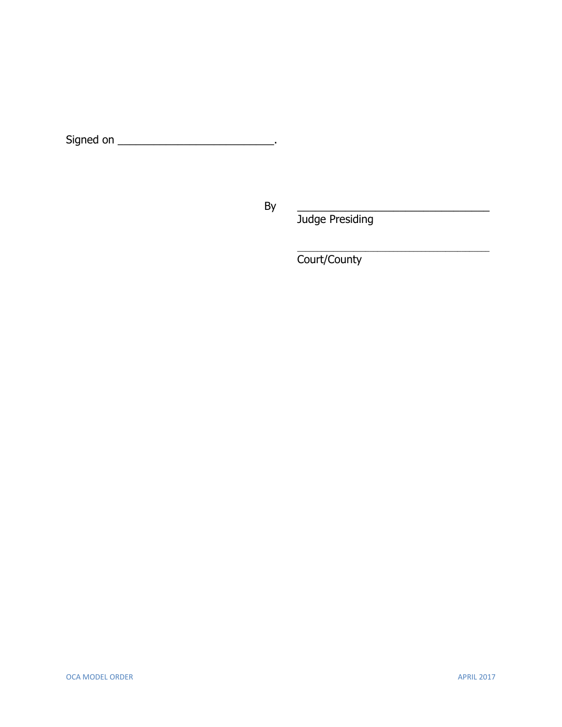Signed on ____________________________.

By ______________________________________
Judge Presiding

______________________________________
Court/County

OCA MODEL ORDER APRIL 2017